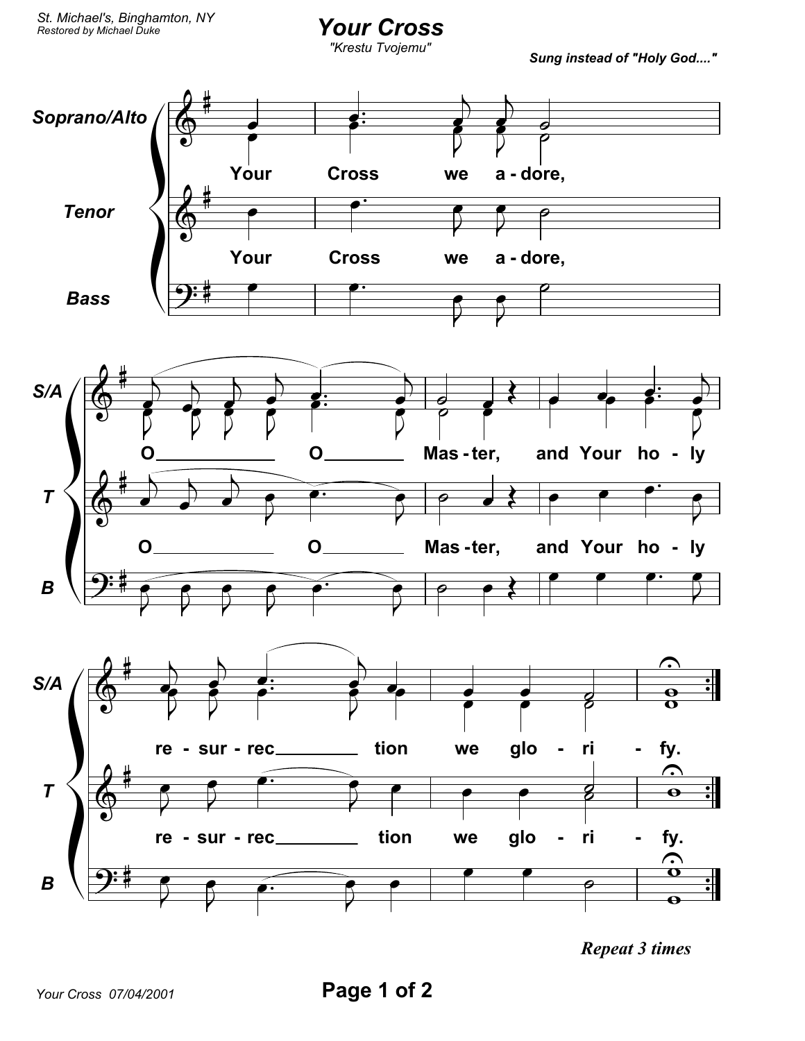St. Michael's, Binghamton, NY
*Restored by Michael Duke*

# Your Cross

*"Krestu Tvojemu"*

***Sung instead of "Holy God...."***

Soprano/Alto, Tenor, Bass

Your Cross we a - dore,

O ____________ O ________ Mas - ter, and Your ho - ly

re - sur - rec ________ tion we glo - ri - fy.

***Repeat 3 times***

Your Cross 07/04/2001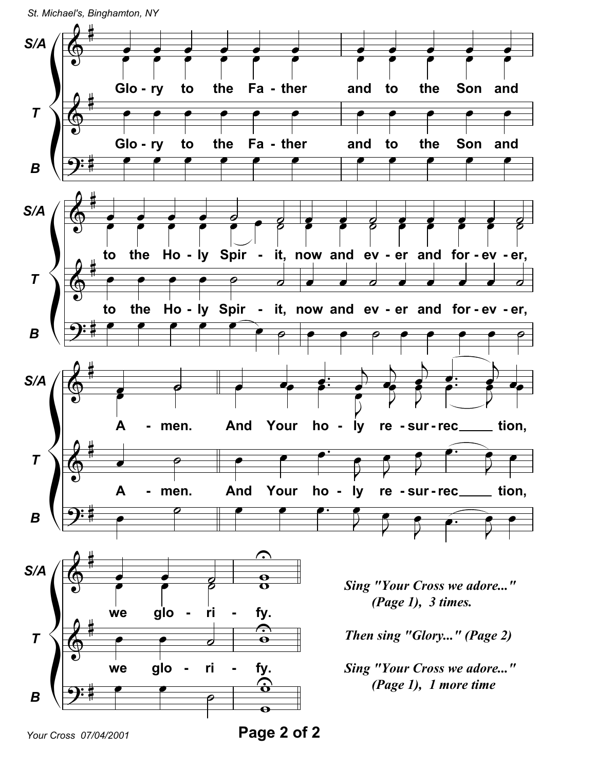Glo - ry to the Fa - ther and to the Son and to the Ho - ly Spir - it, now and ev - er and for - ev - er, A - men. And Your ho - ly re - sur - rec tion, we glo - ri - fy.

*Sing "Your Cross we adore..." (Page 1), 3 times.*

*Then sing "Glory..." (Page 2)*

*Sing "Your Cross we adore..." (Page 1), 1 more time*